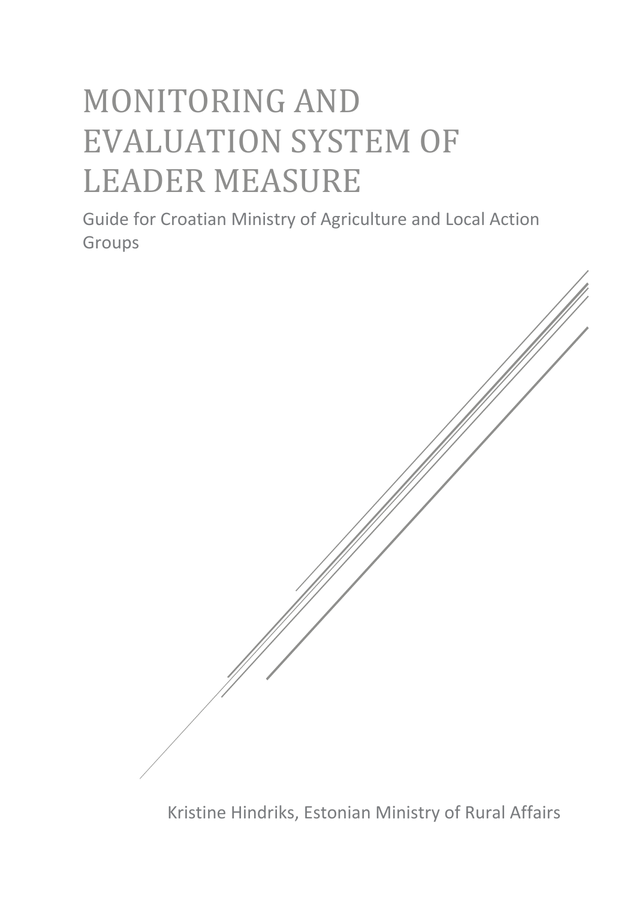# MONITORING AND EVALUATION SYSTEM OF LEADER MEASURE

Guide for Croatian Ministry of Agriculture and Local Action Groups

Kristine Hindriks, Estonian Ministry of Rural Affairs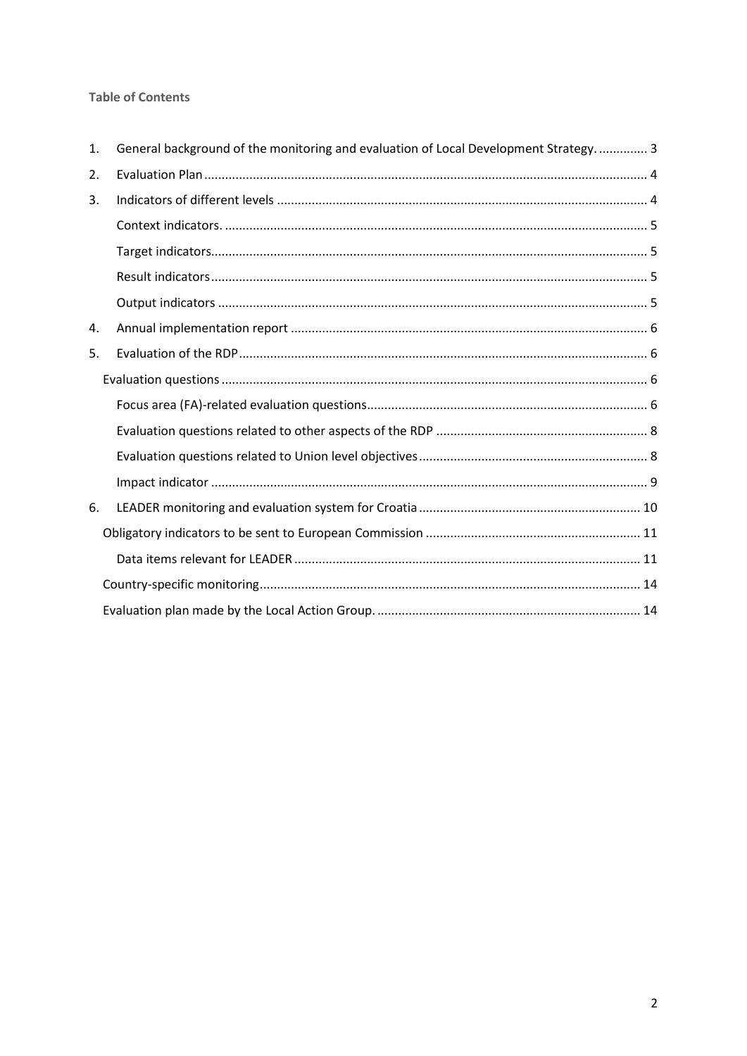**Table of Contents**

1. General background of the monitoring and evaluation of Local Development Strategy. .............. 3
2. Evaluation Plan .............................................................................................................................. 4
3. Indicators of different levels ......................................................................................................... 4
   - Context indicators. ........................................................................................................................ 5
   - Target indicators............................................................................................................................ 5
   - Result indicators ............................................................................................................................ 5
   - Output indicators ........................................................................................................................... 5
4. Annual implementation report ...................................................................................................... 6
5. Evaluation of the RDP .................................................................................................................... 6
   - Evaluation questions ......................................................................................................................... 6
     - Focus area (FA)-related evaluation questions............................................................................... 6
     - Evaluation questions related to other aspects of the RDP ............................................................ 8
     - Evaluation questions related to Union level objectives ................................................................. 8
     - Impact indicator ............................................................................................................................ 9
6. LEADER monitoring and evaluation system for Croatia ............................................................... 10
   - Obligatory indicators to be sent to European Commission ............................................................ 11
     - Data items relevant for LEADER .................................................................................................. 11
   - Country-specific monitoring............................................................................................................ 14
   - Evaluation plan made by the Local Action Group. .......................................................................... 14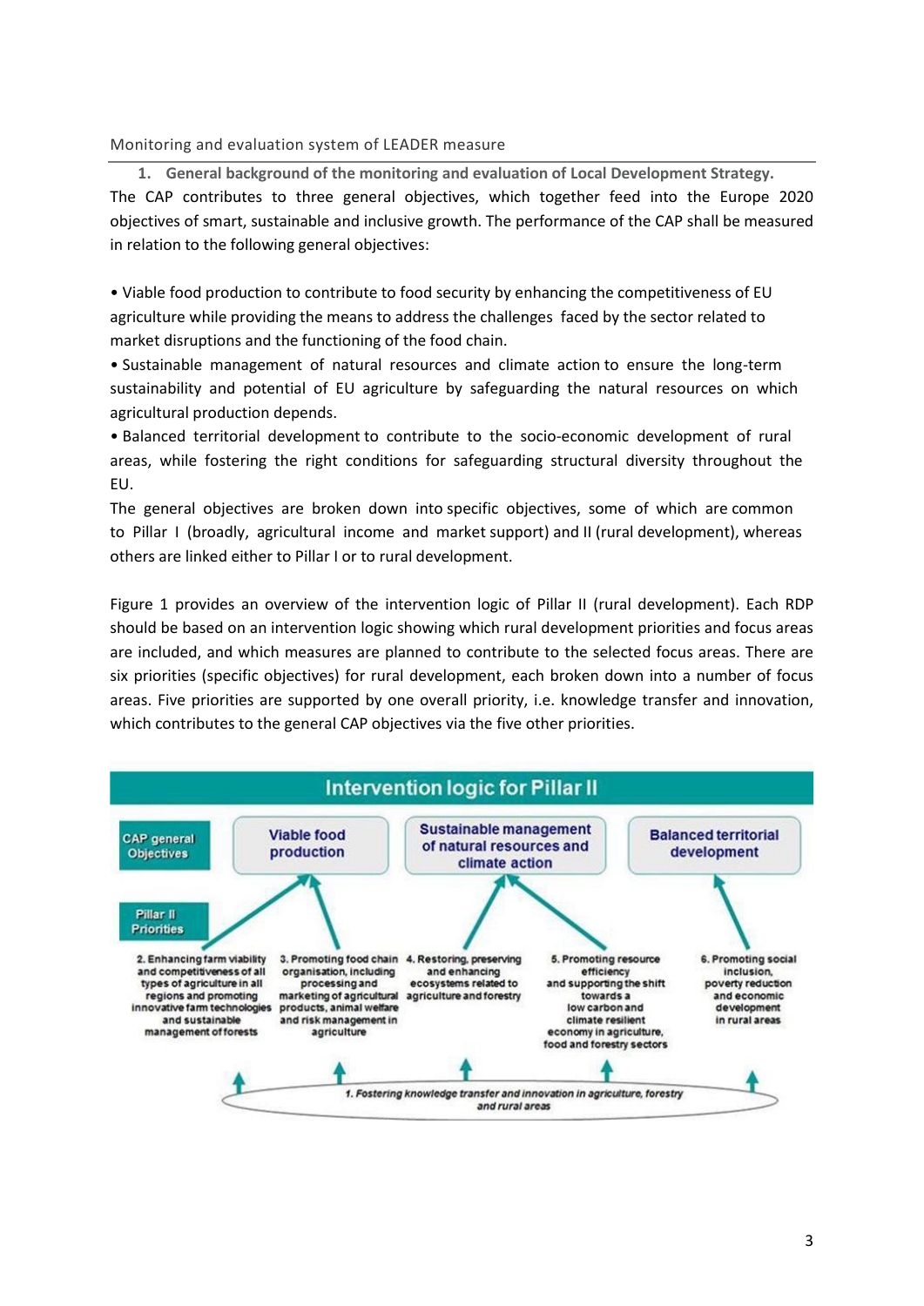Monitoring and evaluation system of LEADER measure

## 1. General background of the monitoring and evaluation of Local Development Strategy.

The CAP contributes to three general objectives, which together feed into the Europe 2020 objectives of smart, sustainable and inclusive growth. The performance of the CAP shall be measured in relation to the following general objectives:

- Viable food production to contribute to food security by enhancing the competitiveness of EU agriculture while providing the means to address the challenges faced by the sector related to market disruptions and the functioning of the food chain.
- Sustainable management of natural resources and climate action to ensure the long-term sustainability and potential of EU agriculture by safeguarding the natural resources on which agricultural production depends.
- Balanced territorial development to contribute to the socio-economic development of rural areas, while fostering the right conditions for safeguarding structural diversity throughout the EU.

The general objectives are broken down into specific objectives, some of which are common to Pillar I (broadly, agricultural income and market support) and II (rural development), whereas others are linked either to Pillar I or to rural development.

Figure 1 provides an overview of the intervention logic of Pillar II (rural development). Each RDP should be based on an intervention logic showing which rural development priorities and focus areas are included, and which measures are planned to contribute to the selected focus areas. There are six priorities (specific objectives) for rural development, each broken down into a number of focus areas. Five priorities are supported by one overall priority, i.e. knowledge transfer and innovation, which contributes to the general CAP objectives via the five other priorities.

**Intervention logic for Pillar II**

CAP general Objectives: Viable food production; Sustainable management of natural resources and climate action; Balanced territorial development

Pillar II Priorities:

2. Enhancing farm viability and competitiveness of all types of agriculture in all regions and promoting innovative farm technologies and sustainable management of forests
3. Promoting food chain organisation, including processing and marketing of agricultural products, animal welfare and risk management in agriculture
4. Restoring, preserving and enhancing ecosystems related to agriculture and forestry
5. Promoting resource efficiency and supporting the shift towards a low carbon and climate resilient economy in agriculture, food and forestry sectors
6. Promoting social inclusion, poverty reduction and economic development in rural areas

1. Fostering knowledge transfer and innovation in agriculture, forestry and rural areas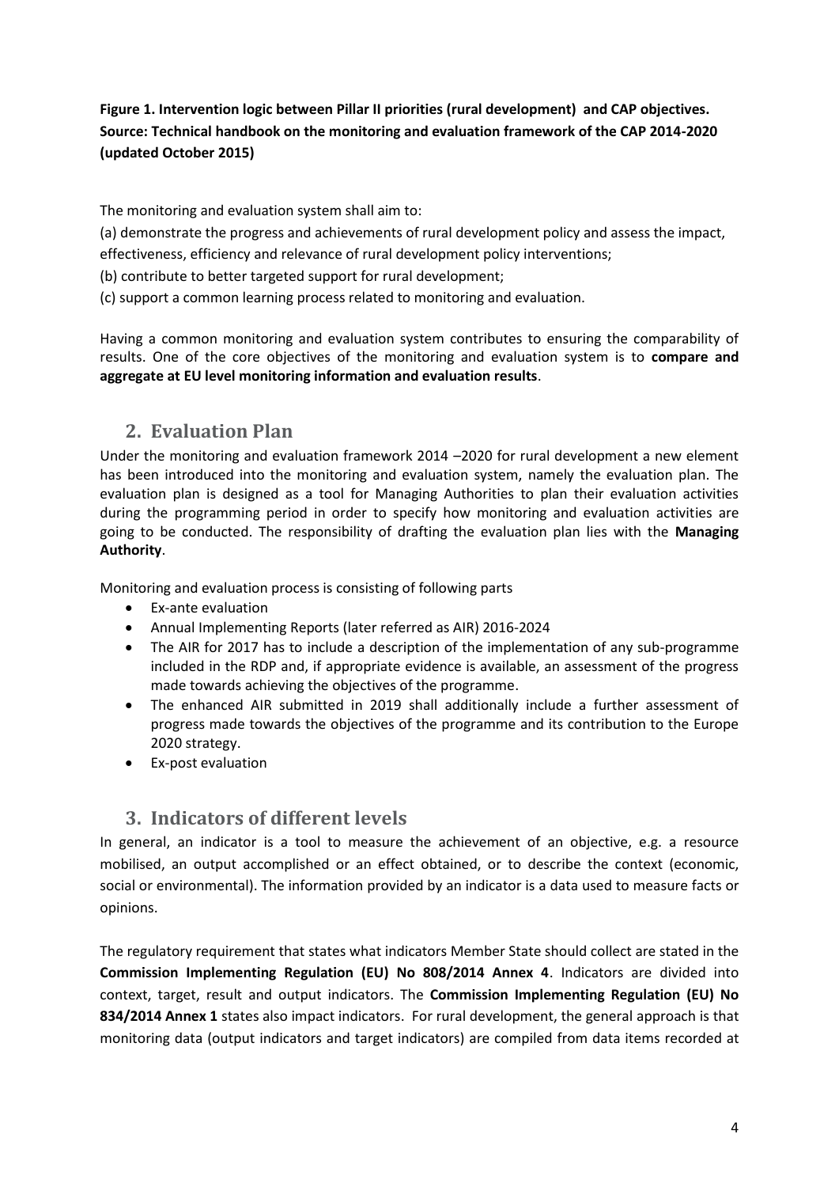**Figure 1. Intervention logic between Pillar II priorities (rural development) and CAP objectives. Source: Technical handbook on the monitoring and evaluation framework of the CAP 2014-2020 (updated October 2015)**

The monitoring and evaluation system shall aim to:

(a) demonstrate the progress and achievements of rural development policy and assess the impact, effectiveness, efficiency and relevance of rural development policy interventions;

(b) contribute to better targeted support for rural development;

(c) support a common learning process related to monitoring and evaluation.

Having a common monitoring and evaluation system contributes to ensuring the comparability of results. One of the core objectives of the monitoring and evaluation system is to **compare and aggregate at EU level monitoring information and evaluation results**.

## 2. Evaluation Plan

Under the monitoring and evaluation framework 2014 –2020 for rural development a new element has been introduced into the monitoring and evaluation system, namely the evaluation plan. The evaluation plan is designed as a tool for Managing Authorities to plan their evaluation activities during the programming period in order to specify how monitoring and evaluation activities are going to be conducted. The responsibility of drafting the evaluation plan lies with the **Managing Authority**.

Monitoring and evaluation process is consisting of following parts

- Ex-ante evaluation
- Annual Implementing Reports (later referred as AIR) 2016-2024
- The AIR for 2017 has to include a description of the implementation of any sub-programme included in the RDP and, if appropriate evidence is available, an assessment of the progress made towards achieving the objectives of the programme.
- The enhanced AIR submitted in 2019 shall additionally include a further assessment of progress made towards the objectives of the programme and its contribution to the Europe 2020 strategy.
- Ex-post evaluation

## 3. Indicators of different levels

In general, an indicator is a tool to measure the achievement of an objective, e.g. a resource mobilised, an output accomplished or an effect obtained, or to describe the context (economic, social or environmental). The information provided by an indicator is a data used to measure facts or opinions.

The regulatory requirement that states what indicators Member State should collect are stated in the **Commission Implementing Regulation (EU) No 808/2014 Annex 4**. Indicators are divided into context, target, result and output indicators. The **Commission Implementing Regulation (EU) No 834/2014 Annex 1** states also impact indicators. For rural development, the general approach is that monitoring data (output indicators and target indicators) are compiled from data items recorded at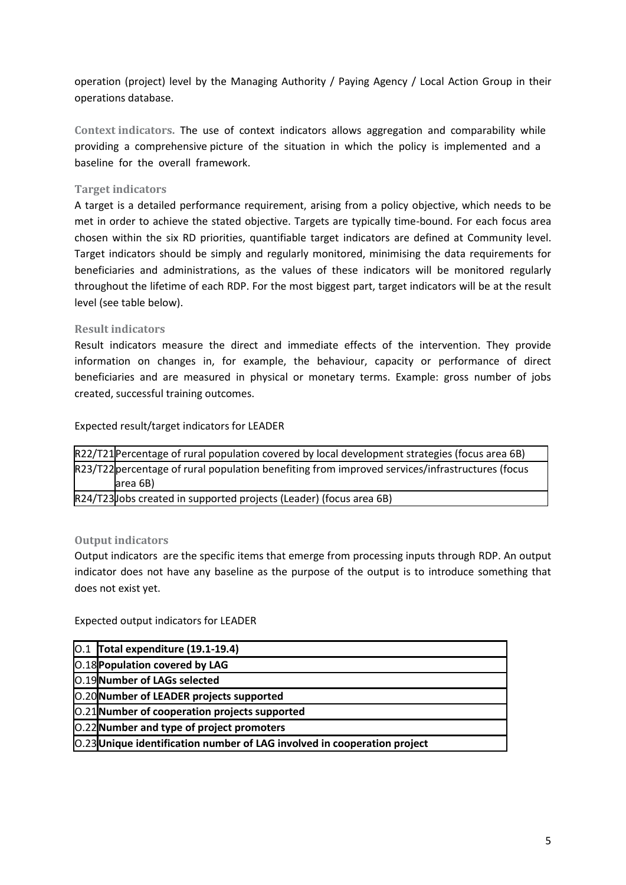operation (project) level by the Managing Authority / Paying Agency / Local Action Group in their operations database.

**Context indicators.** The use of context indicators allows aggregation and comparability while providing a comprehensive picture of the situation in which the policy is implemented and a baseline for the overall framework.

### Target indicators

A target is a detailed performance requirement, arising from a policy objective, which needs to be met in order to achieve the stated objective. Targets are typically time-bound. For each focus area chosen within the six RD priorities, quantifiable target indicators are defined at Community level. Target indicators should be simply and regularly monitored, minimising the data requirements for beneficiaries and administrations, as the values of these indicators will be monitored regularly throughout the lifetime of each RDP. For the most biggest part, target indicators will be at the result level (see table below).

### Result indicators

Result indicators measure the direct and immediate effects of the intervention. They provide information on changes in, for example, the behaviour, capacity or performance of direct beneficiaries and are measured in physical or monetary terms. Example: gross number of jobs created, successful training outcomes.

Expected result/target indicators for LEADER

| | |
|---|---|
| R22/T21 | Percentage of rural population covered by local development strategies (focus area 6B) |
| R23/T22 | percentage of rural population benefiting from improved services/infrastructures (focus area 6B) |
| R24/T23 | Jobs created in supported projects (Leader) (focus area 6B) |

### Output indicators

Output indicators are the specific items that emerge from processing inputs through RDP. An output indicator does not have any baseline as the purpose of the output is to introduce something that does not exist yet.

Expected output indicators for LEADER

| | |
|---|---|
| O.1 | **Total expenditure (19.1-19.4)** |
| O.18 | **Population covered by LAG** |
| O.19 | **Number of LAGs selected** |
| O.20 | **Number of LEADER projects supported** |
| O.21 | **Number of cooperation projects supported** |
| O.22 | **Number and type of project promoters** |
| O.23 | **Unique identification number of LAG involved in cooperation project** |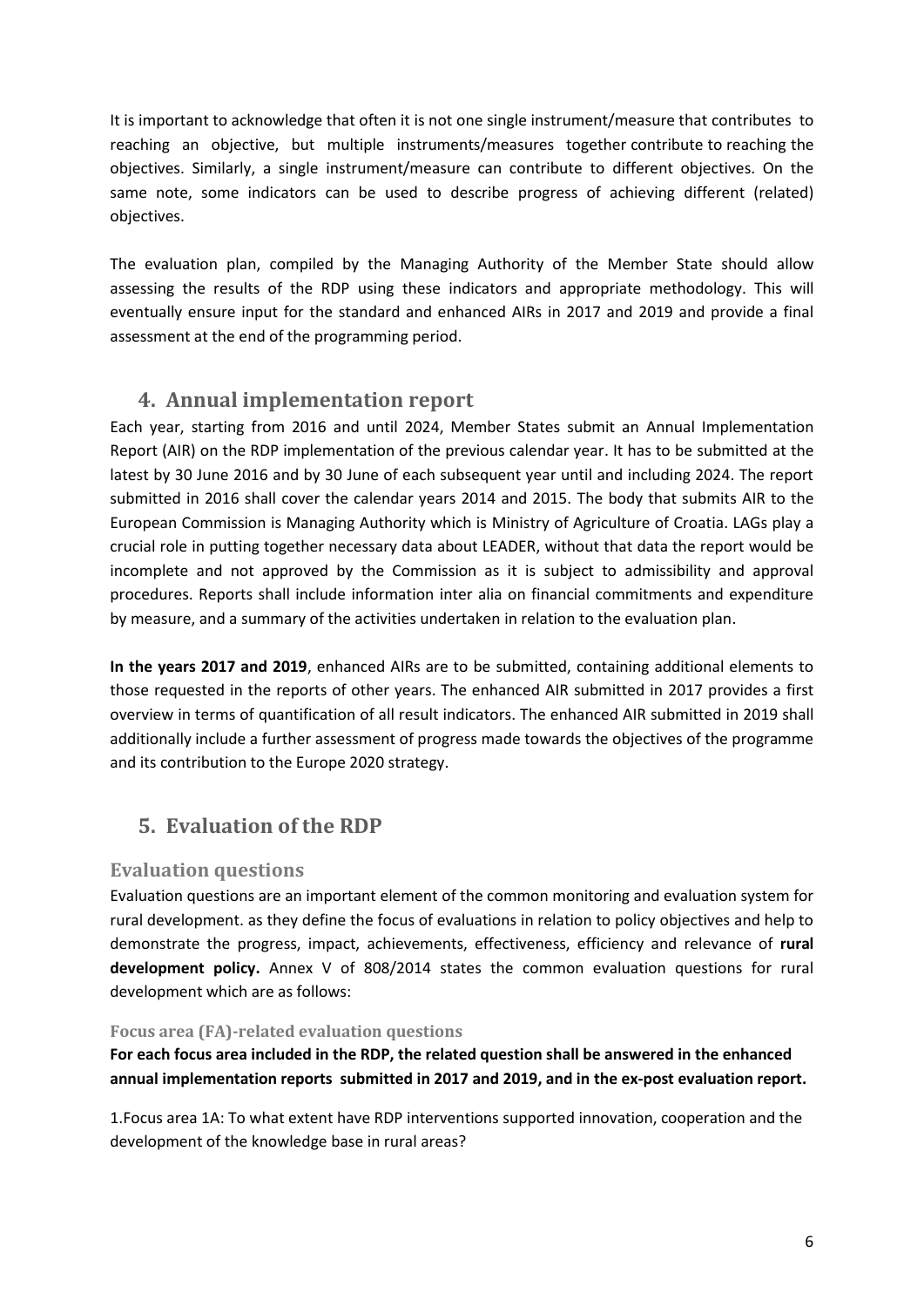It is important to acknowledge that often it is not one single instrument/measure that contributes to reaching an objective, but multiple instruments/measures together contribute to reaching the objectives. Similarly, a single instrument/measure can contribute to different objectives. On the same note, some indicators can be used to describe progress of achieving different (related) objectives.

The evaluation plan, compiled by the Managing Authority of the Member State should allow assessing the results of the RDP using these indicators and appropriate methodology. This will eventually ensure input for the standard and enhanced AIRs in 2017 and 2019 and provide a final assessment at the end of the programming period.

## 4. Annual implementation report

Each year, starting from 2016 and until 2024, Member States submit an Annual Implementation Report (AIR) on the RDP implementation of the previous calendar year. It has to be submitted at the latest by 30 June 2016 and by 30 June of each subsequent year until and including 2024. The report submitted in 2016 shall cover the calendar years 2014 and 2015. The body that submits AIR to the European Commission is Managing Authority which is Ministry of Agriculture of Croatia. LAGs play a crucial role in putting together necessary data about LEADER, without that data the report would be incomplete and not approved by the Commission as it is subject to admissibility and approval procedures. Reports shall include information inter alia on financial commitments and expenditure by measure, and a summary of the activities undertaken in relation to the evaluation plan.

**In the years 2017 and 2019**, enhanced AIRs are to be submitted, containing additional elements to those requested in the reports of other years. The enhanced AIR submitted in 2017 provides a first overview in terms of quantification of all result indicators. The enhanced AIR submitted in 2019 shall additionally include a further assessment of progress made towards the objectives of the programme and its contribution to the Europe 2020 strategy.

## 5. Evaluation of the RDP

### Evaluation questions

Evaluation questions are an important element of the common monitoring and evaluation system for rural development. as they define the focus of evaluations in relation to policy objectives and help to demonstrate the progress, impact, achievements, effectiveness, efficiency and relevance of **rural development policy.** Annex V of 808/2014 states the common evaluation questions for rural development which are as follows:

#### Focus area (FA)-related evaluation questions

**For each focus area included in the RDP, the related question shall be answered in the enhanced annual implementation reports submitted in 2017 and 2019, and in the ex-post evaluation report.**

1.Focus area 1A: To what extent have RDP interventions supported innovation, cooperation and the development of the knowledge base in rural areas?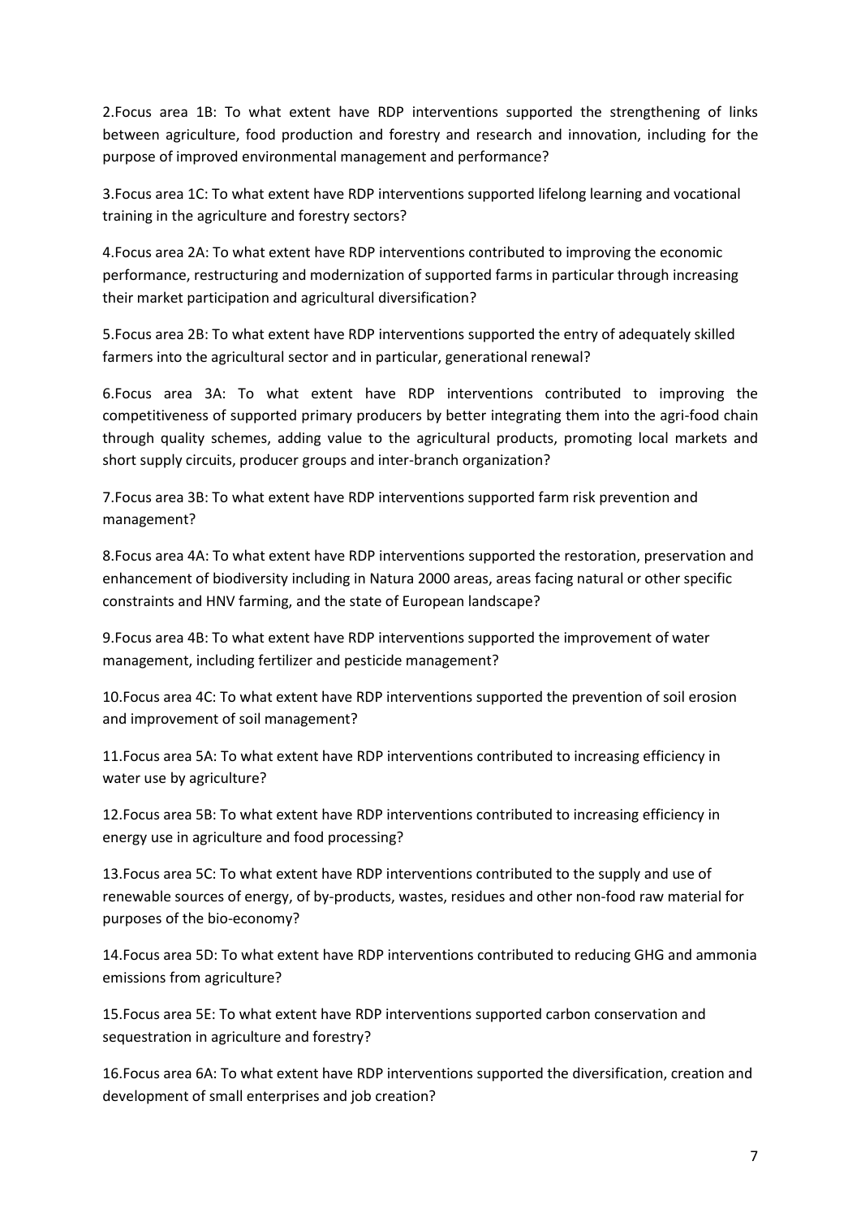2.Focus area 1B: To what extent have RDP interventions supported the strengthening of links between agriculture, food production and forestry and research and innovation, including for the purpose of improved environmental management and performance?

3.Focus area 1C: To what extent have RDP interventions supported lifelong learning and vocational training in the agriculture and forestry sectors?

4.Focus area 2A: To what extent have RDP interventions contributed to improving the economic performance, restructuring and modernization of supported farms in particular through increasing their market participation and agricultural diversification?

5.Focus area 2B: To what extent have RDP interventions supported the entry of adequately skilled farmers into the agricultural sector and in particular, generational renewal?

6.Focus area 3A: To what extent have RDP interventions contributed to improving the competitiveness of supported primary producers by better integrating them into the agri-food chain through quality schemes, adding value to the agricultural products, promoting local markets and short supply circuits, producer groups and inter-branch organization?

7.Focus area 3B: To what extent have RDP interventions supported farm risk prevention and management?

8.Focus area 4A: To what extent have RDP interventions supported the restoration, preservation and enhancement of biodiversity including in Natura 2000 areas, areas facing natural or other specific constraints and HNV farming, and the state of European landscape?

9.Focus area 4B: To what extent have RDP interventions supported the improvement of water management, including fertilizer and pesticide management?

10.Focus area 4C: To what extent have RDP interventions supported the prevention of soil erosion and improvement of soil management?

11.Focus area 5A: To what extent have RDP interventions contributed to increasing efficiency in water use by agriculture?

12.Focus area 5B: To what extent have RDP interventions contributed to increasing efficiency in energy use in agriculture and food processing?

13.Focus area 5C: To what extent have RDP interventions contributed to the supply and use of renewable sources of energy, of by-products, wastes, residues and other non-food raw material for purposes of the bio-economy?

14.Focus area 5D: To what extent have RDP interventions contributed to reducing GHG and ammonia emissions from agriculture?

15.Focus area 5E: To what extent have RDP interventions supported carbon conservation and sequestration in agriculture and forestry?

16.Focus area 6A: To what extent have RDP interventions supported the diversification, creation and development of small enterprises and job creation?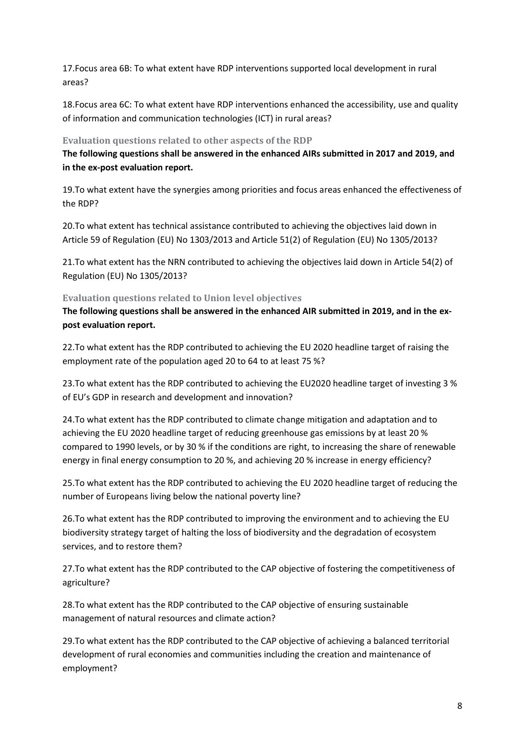17.Focus area 6B: To what extent have RDP interventions supported local development in rural areas?

18.Focus area 6C: To what extent have RDP interventions enhanced the accessibility, use and quality of information and communication technologies (ICT) in rural areas?

### Evaluation questions related to other aspects of the RDP

**The following questions shall be answered in the enhanced AIRs submitted in 2017 and 2019, and in the ex-post evaluation report.**

19.To what extent have the synergies among priorities and focus areas enhanced the effectiveness of the RDP?

20.To what extent has technical assistance contributed to achieving the objectives laid down in Article 59 of Regulation (EU) No 1303/2013 and Article 51(2) of Regulation (EU) No 1305/2013?

21.To what extent has the NRN contributed to achieving the objectives laid down in Article 54(2) of Regulation (EU) No 1305/2013?

### Evaluation questions related to Union level objectives

**The following questions shall be answered in the enhanced AIR submitted in 2019, and in the ex-post evaluation report.**

22.To what extent has the RDP contributed to achieving the EU 2020 headline target of raising the employment rate of the population aged 20 to 64 to at least 75 %?

23.To what extent has the RDP contributed to achieving the EU2020 headline target of investing 3 % of EU's GDP in research and development and innovation?

24.To what extent has the RDP contributed to climate change mitigation and adaptation and to achieving the EU 2020 headline target of reducing greenhouse gas emissions by at least 20 % compared to 1990 levels, or by 30 % if the conditions are right, to increasing the share of renewable energy in final energy consumption to 20 %, and achieving 20 % increase in energy efficiency?

25.To what extent has the RDP contributed to achieving the EU 2020 headline target of reducing the number of Europeans living below the national poverty line?

26.To what extent has the RDP contributed to improving the environment and to achieving the EU biodiversity strategy target of halting the loss of biodiversity and the degradation of ecosystem services, and to restore them?

27.To what extent has the RDP contributed to the CAP objective of fostering the competitiveness of agriculture?

28.To what extent has the RDP contributed to the CAP objective of ensuring sustainable management of natural resources and climate action?

29.To what extent has the RDP contributed to the CAP objective of achieving a balanced territorial development of rural economies and communities including the creation and maintenance of employment?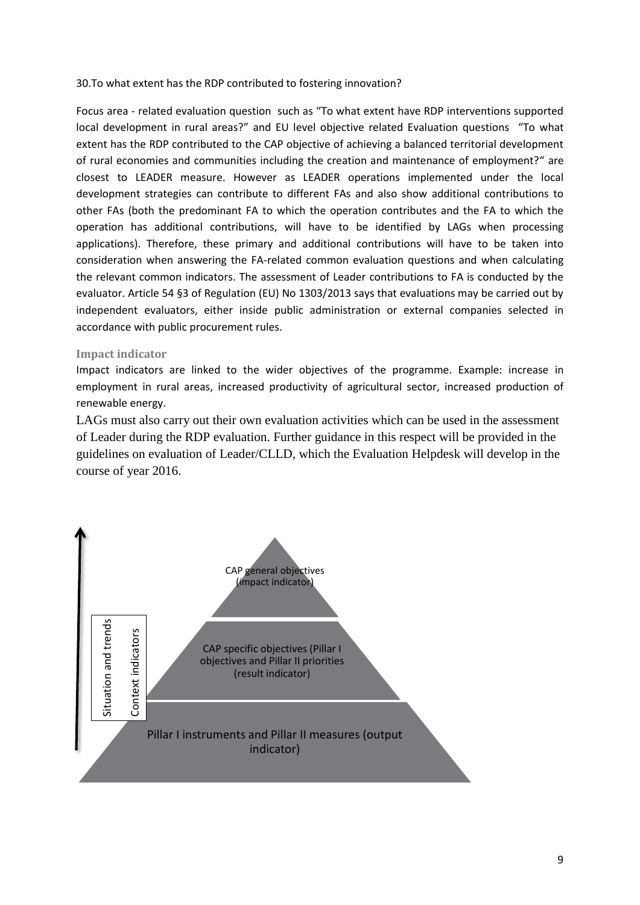30.To what extent has the RDP contributed to fostering innovation?

Focus area - related evaluation question such as "To what extent have RDP interventions supported local development in rural areas?" and EU level objective related Evaluation questions "To what extent has the RDP contributed to the CAP objective of achieving a balanced territorial development of rural economies and communities including the creation and maintenance of employment?" are closest to LEADER measure. However as LEADER operations implemented under the local development strategies can contribute to different FAs and also show additional contributions to other FAs (both the predominant FA to which the operation contributes and the FA to which the operation has additional contributions, will have to be identified by LAGs when processing applications). Therefore, these primary and additional contributions will have to be taken into consideration when answering the FA-related common evaluation questions and when calculating the relevant common indicators. The assessment of Leader contributions to FA is conducted by the evaluator. Article 54 §3 of Regulation (EU) No 1303/2013 says that evaluations may be carried out by independent evaluators, either inside public administration or external companies selected in accordance with public procurement rules.

### Impact indicator

Impact indicators are linked to the wider objectives of the programme. Example: increase in employment in rural areas, increased productivity of agricultural sector, increased production of renewable energy.

LAGs must also carry out their own evaluation activities which can be used in the assessment of Leader during the RDP evaluation. Further guidance in this respect will be provided in the guidelines on evaluation of Leader/CLLD, which the Evaluation Helpdesk will develop in the course of year 2016.

CAP general objectives (impact indicator)

CAP specific objectives (Pillar I objectives and Pillar II priorities (result indicator)

Pillar I instruments and Pillar II measures (output indicator)

Situation and trends

Context indicators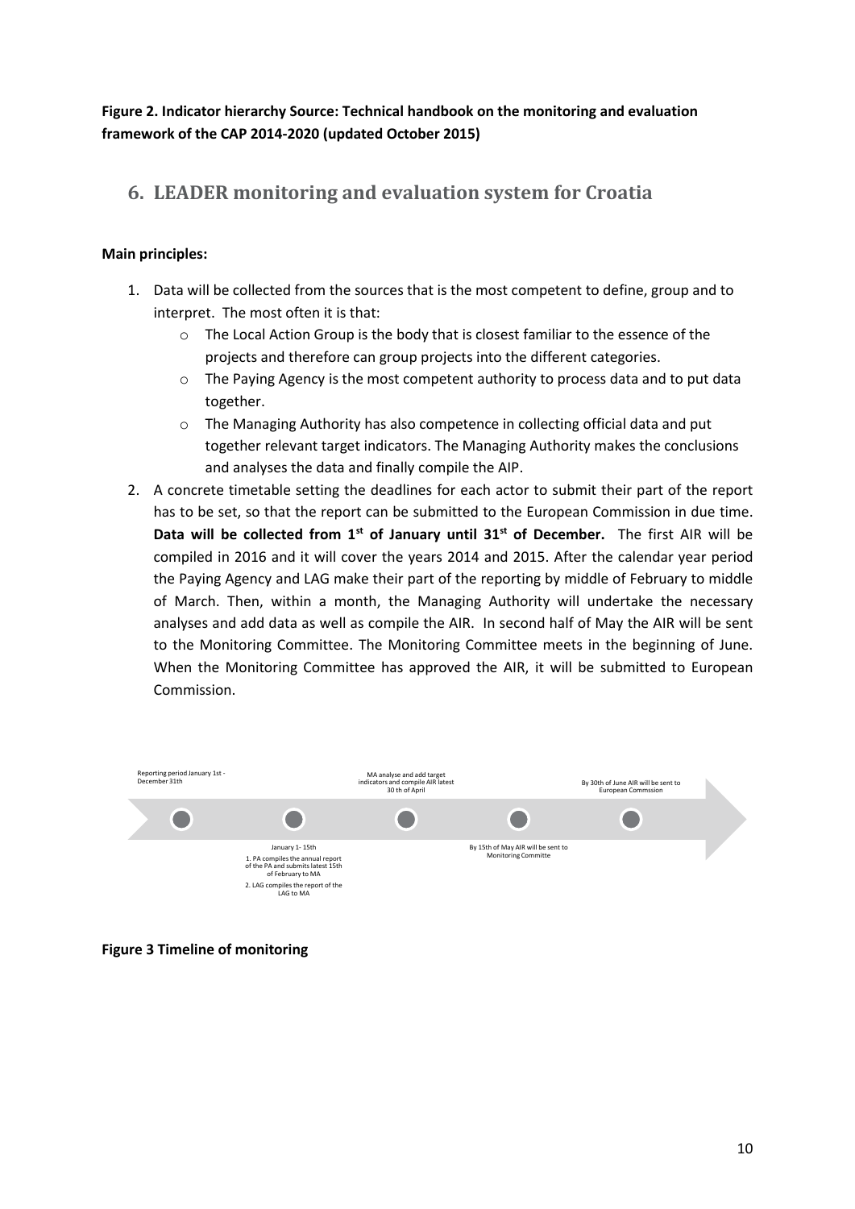**Figure 2. Indicator hierarchy Source: Technical handbook on the monitoring and evaluation framework of the CAP 2014-2020 (updated October 2015)**

## 6. LEADER monitoring and evaluation system for Croatia

**Main principles:**

1. Data will be collected from the sources that is the most competent to define, group and to interpret. The most often it is that:
   - The Local Action Group is the body that is closest familiar to the essence of the projects and therefore can group projects into the different categories.
   - The Paying Agency is the most competent authority to process data and to put data together.
   - The Managing Authority has also competence in collecting official data and put together relevant target indicators. The Managing Authority makes the conclusions and analyses the data and finally compile the AIP.
2. A concrete timetable setting the deadlines for each actor to submit their part of the report has to be set, so that the report can be submitted to the European Commission in due time. **Data will be collected from 1st of January until 31st of December.** The first AIR will be compiled in 2016 and it will cover the years 2014 and 2015. After the calendar year period the Paying Agency and LAG make their part of the reporting by middle of February to middle of March. Then, within a month, the Managing Authority will undertake the necessary analyses and add data as well as compile the AIR. In second half of May the AIR will be sent to the Monitoring Committee. The Monitoring Committee meets in the beginning of June. When the Monitoring Committee has approved the AIR, it will be submitted to European Commission.

Reporting period January 1st - December 31th

January 1- 15th
1. PA compiles the annual report of the PA and submits latest 15th of February to MA
2. LAG compiles the report of the LAG to MA

MA analyse and add target indicators and compile AIR latest 30 th of April

By 15th of May AIR will be sent to Monitoring Committe

By 30th of June AIR will be sent to European Commssion

**Figure 3 Timeline of monitoring**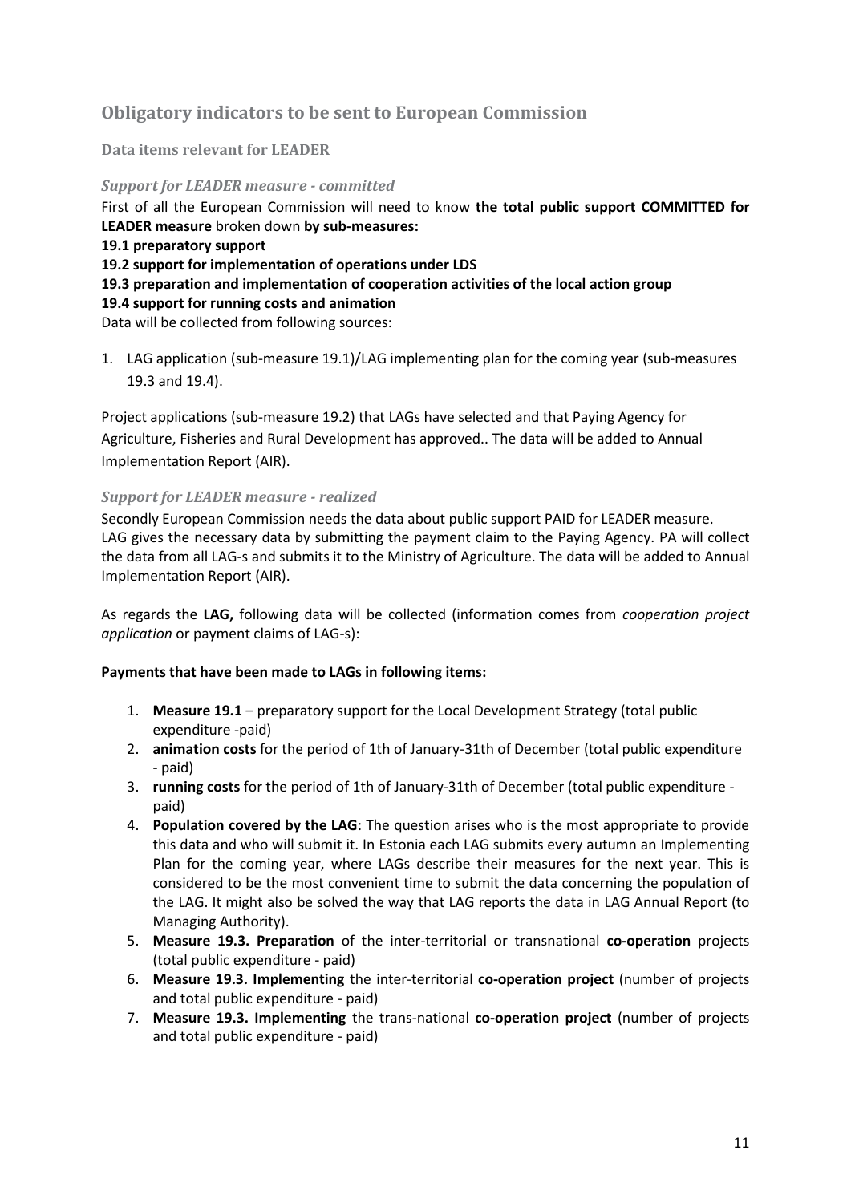## Obligatory indicators to be sent to European Commission

### Data items relevant for LEADER

#### *Support for LEADER measure - committed*

First of all the European Commission will need to know **the total public support COMMITTED for LEADER measure** broken down **by sub-measures:**

**19.1 preparatory support**

**19.2 support for implementation of operations under LDS**

**19.3 preparation and implementation of cooperation activities of the local action group**

**19.4 support for running costs and animation**

Data will be collected from following sources:

1. LAG application (sub-measure 19.1)/LAG implementing plan for the coming year (sub-measures 19.3 and 19.4).

Project applications (sub-measure 19.2) that LAGs have selected and that Paying Agency for Agriculture, Fisheries and Rural Development has approved.. The data will be added to Annual Implementation Report (AIR).

#### *Support for LEADER measure - realized*

Secondly European Commission needs the data about public support PAID for LEADER measure. LAG gives the necessary data by submitting the payment claim to the Paying Agency. PA will collect the data from all LAG-s and submits it to the Ministry of Agriculture. The data will be added to Annual Implementation Report (AIR).

As regards the **LAG,** following data will be collected (information comes from *cooperation project application* or payment claims of LAG-s):

**Payments that have been made to LAGs in following items:**

1. **Measure 19.1** – preparatory support for the Local Development Strategy (total public expenditure -paid)
2. **animation costs** for the period of 1th of January-31th of December (total public expenditure - paid)
3. **running costs** for the period of 1th of January-31th of December (total public expenditure - paid)
4. **Population covered by the LAG**: The question arises who is the most appropriate to provide this data and who will submit it. In Estonia each LAG submits every autumn an Implementing Plan for the coming year, where LAGs describe their measures for the next year. This is considered to be the most convenient time to submit the data concerning the population of the LAG. It might also be solved the way that LAG reports the data in LAG Annual Report (to Managing Authority).
5. **Measure 19.3. Preparation** of the inter-territorial or transnational **co-operation** projects (total public expenditure - paid)
6. **Measure 19.3. Implementing** the inter-territorial **co-operation project** (number of projects and total public expenditure - paid)
7. **Measure 19.3. Implementing** the trans-national **co-operation project** (number of projects and total public expenditure - paid)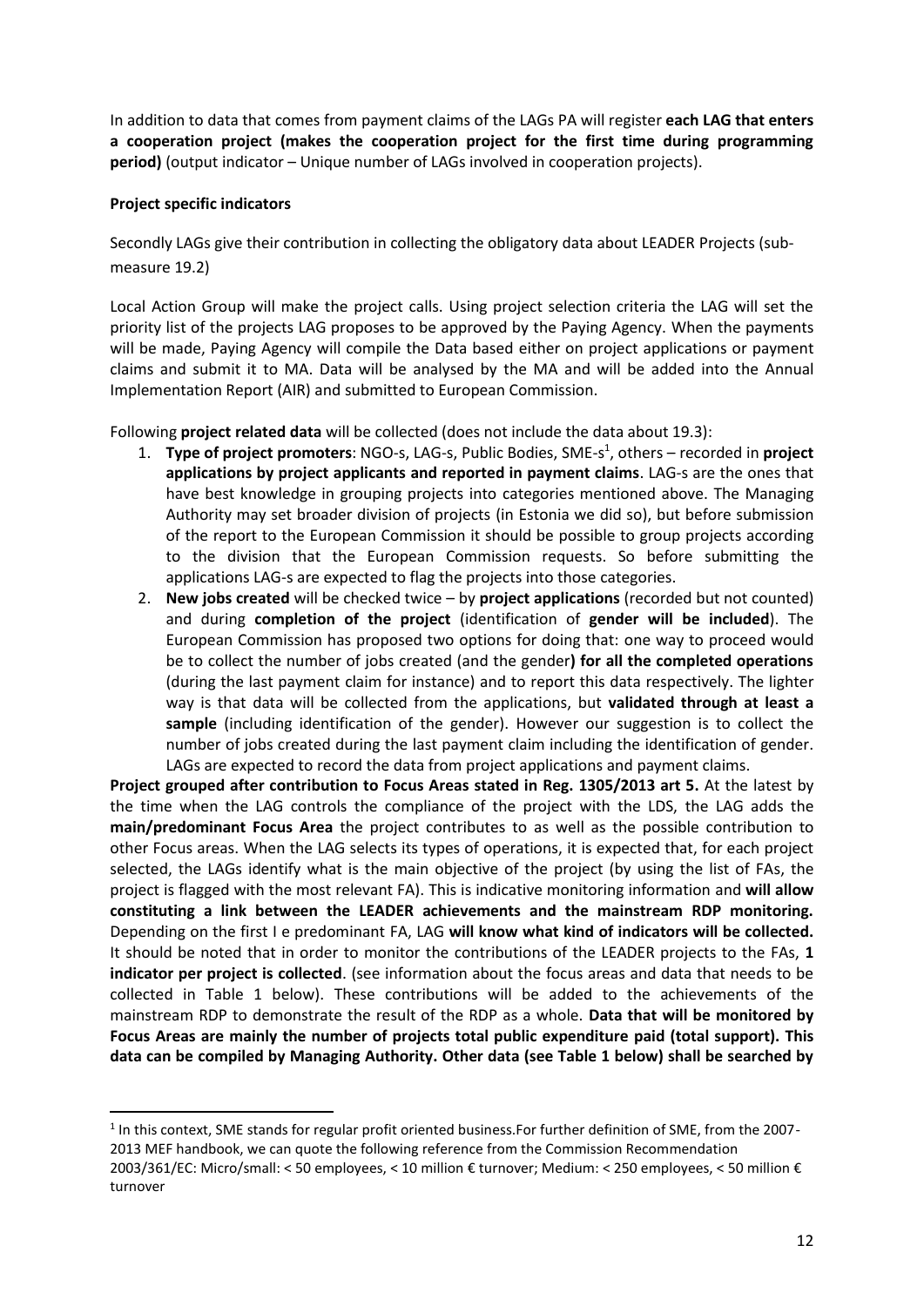In addition to data that comes from payment claims of the LAGs PA will register **each LAG that enters a cooperation project (makes the cooperation project for the first time during programming period)** (output indicator – Unique number of LAGs involved in cooperation projects).

**Project specific indicators**

Secondly LAGs give their contribution in collecting the obligatory data about LEADER Projects (sub-measure 19.2)

Local Action Group will make the project calls. Using project selection criteria the LAG will set the priority list of the projects LAG proposes to be approved by the Paying Agency. When the payments will be made, Paying Agency will compile the Data based either on project applications or payment claims and submit it to MA. Data will be analysed by the MA and will be added into the Annual Implementation Report (AIR) and submitted to European Commission.

Following **project related data** will be collected (does not include the data about 19.3):

1. **Type of project promoters**: NGO-s, LAG-s, Public Bodies, SME-s[1], others – recorded in **project applications by project applicants and reported in payment claims**. LAG-s are the ones that have best knowledge in grouping projects into categories mentioned above. The Managing Authority may set broader division of projects (in Estonia we did so), but before submission of the report to the European Commission it should be possible to group projects according to the division that the European Commission requests. So before submitting the applications LAG-s are expected to flag the projects into those categories.
2. **New jobs created** will be checked twice – by **project applications** (recorded but not counted) and during **completion of the project** (identification of **gender will be included**). The European Commission has proposed two options for doing that: one way to proceed would be to collect the number of jobs created (and the gender**) for all the completed operations** (during the last payment claim for instance) and to report this data respectively. The lighter way is that data will be collected from the applications, but **validated through at least a sample** (including identification of the gender). However our suggestion is to collect the number of jobs created during the last payment claim including the identification of gender. LAGs are expected to record the data from project applications and payment claims.

**Project grouped after contribution to Focus Areas stated in Reg. 1305/2013 art 5.** At the latest by the time when the LAG controls the compliance of the project with the LDS, the LAG adds the **main/predominant Focus Area** the project contributes to as well as the possible contribution to other Focus areas. When the LAG selects its types of operations, it is expected that, for each project selected, the LAGs identify what is the main objective of the project (by using the list of FAs, the project is flagged with the most relevant FA). This is indicative monitoring information and **will allow constituting a link between the LEADER achievements and the mainstream RDP monitoring.** Depending on the first I e predominant FA, LAG **will know what kind of indicators will be collected.** It should be noted that in order to monitor the contributions of the LEADER projects to the FAs, **1 indicator per project is collected**. (see information about the focus areas and data that needs to be collected in Table 1 below). These contributions will be added to the achievements of the mainstream RDP to demonstrate the result of the RDP as a whole. **Data that will be monitored by Focus Areas are mainly the number of projects total public expenditure paid (total support). This data can be compiled by Managing Authority. Other data (see Table 1 below) shall be searched by**

[1] In this context, SME stands for regular profit oriented business.For further definition of SME, from the 2007-2013 MEF handbook, we can quote the following reference from the Commission Recommendation 2003/361/EC: Micro/small: < 50 employees, < 10 million € turnover; Medium: < 250 employees, < 50 million € turnover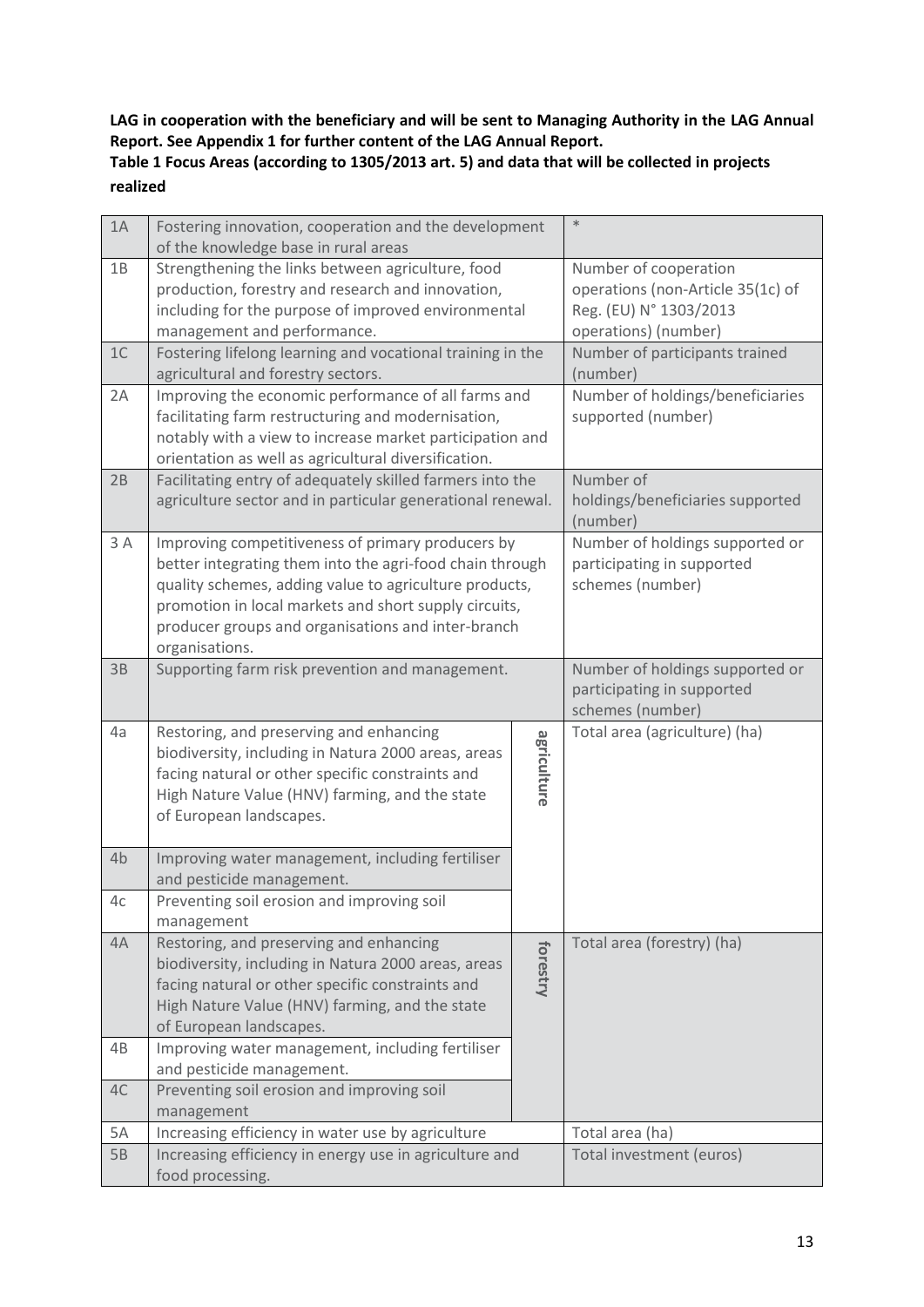**LAG in cooperation with the beneficiary and will be sent to Managing Authority in the LAG Annual Report. See Appendix 1 for further content of the LAG Annual Report.**

**Table 1 Focus Areas (according to 1305/2013 art. 5) and data that will be collected in projects realized**

| | | | |
|---|---|---|---|
| 1A | Fostering innovation, cooperation and the development of the knowledge base in rural areas | | * |
| 1B | Strengthening the links between agriculture, food production, forestry and research and innovation, including for the purpose of improved environmental management and performance. | | Number of cooperation operations (non-Article 35(1c) of Reg. (EU) N° 1303/2013 operations) (number) |
| 1C | Fostering lifelong learning and vocational training in the agricultural and forestry sectors. | | Number of participants trained (number) |
| 2A | Improving the economic performance of all farms and facilitating farm restructuring and modernisation, notably with a view to increase market participation and orientation as well as agricultural diversification. | | Number of holdings/beneficiaries supported (number) |
| 2B | Facilitating entry of adequately skilled farmers into the agriculture sector and in particular generational renewal. | | Number of holdings/beneficiaries supported (number) |
| 3 A | Improving competitiveness of primary producers by better integrating them into the agri-food chain through quality schemes, adding value to agriculture products, promotion in local markets and short supply circuits, producer groups and organisations and inter-branch organisations. | | Number of holdings supported or participating in supported schemes (number) |
| 3B | Supporting farm risk prevention and management. | | Number of holdings supported or participating in supported schemes (number) |
| 4a | Restoring, and preserving and enhancing biodiversity, including in Natura 2000 areas, areas facing natural or other specific constraints and High Nature Value (HNV) farming, and the state of European landscapes. | agriculture | Total area (agriculture) (ha) |
| 4b | Improving water management, including fertiliser and pesticide management. | | |
| 4c | Preventing soil erosion and improving soil management | | |
| 4A | Restoring, and preserving and enhancing biodiversity, including in Natura 2000 areas, areas facing natural or other specific constraints and High Nature Value (HNV) farming, and the state of European landscapes. | forestry | Total area (forestry) (ha) |
| 4B | Improving water management, including fertiliser and pesticide management. | | |
| 4C | Preventing soil erosion and improving soil management | | |
| 5A | Increasing efficiency in water use by agriculture | | Total area (ha) |
| 5B | Increasing efficiency in energy use in agriculture and food processing. | | Total investment (euros) |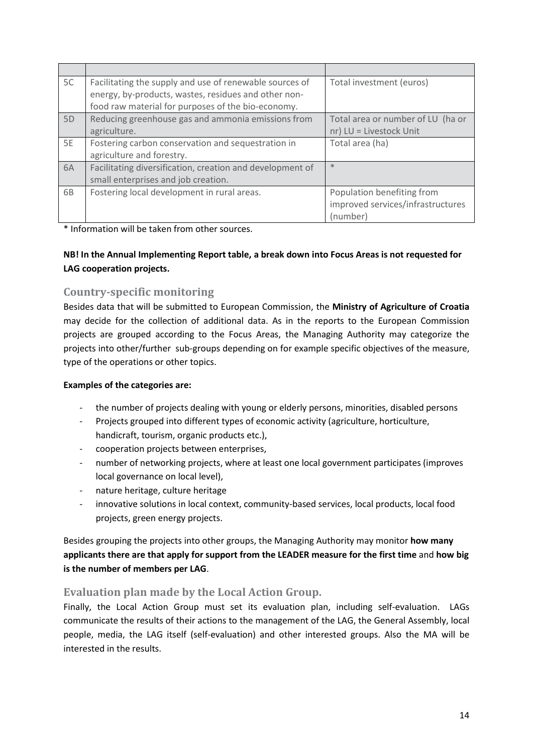| | | |
|---|---|---|
| 5C | Facilitating the supply and use of renewable sources of energy, by-products, wastes, residues and other non-food raw material for purposes of the bio-economy. | Total investment (euros) |
| 5D | Reducing greenhouse gas and ammonia emissions from agriculture. | Total area or number of LU (ha or nr) LU = Livestock Unit |
| 5E | Fostering carbon conservation and sequestration in agriculture and forestry. | Total area (ha) |
| 6A | Facilitating diversification, creation and development of small enterprises and job creation. | * |
| 6B | Fostering local development in rural areas. | Population benefiting from improved services/infrastructures (number) |

\* Information will be taken from other sources.

**NB! In the Annual Implementing Report table, a break down into Focus Areas is not requested for LAG cooperation projects.**

## Country-specific monitoring

Besides data that will be submitted to European Commission, the **Ministry of Agriculture of Croatia** may decide for the collection of additional data. As in the reports to the European Commission projects are grouped according to the Focus Areas, the Managing Authority may categorize the projects into other/further sub-groups depending on for example specific objectives of the measure, type of the operations or other topics.

**Examples of the categories are:**

- the number of projects dealing with young or elderly persons, minorities, disabled persons
- Projects grouped into different types of economic activity (agriculture, horticulture, handicraft, tourism, organic products etc.),
- cooperation projects between enterprises,
- number of networking projects, where at least one local government participates (improves local governance on local level),
- nature heritage, culture heritage
- innovative solutions in local context, community-based services, local products, local food projects, green energy projects.

Besides grouping the projects into other groups, the Managing Authority may monitor **how many applicants there are that apply for support from the LEADER measure for the first time** and **how big is the number of members per LAG**.

## Evaluation plan made by the Local Action Group.

Finally, the Local Action Group must set its evaluation plan, including self-evaluation. LAGs communicate the results of their actions to the management of the LAG, the General Assembly, local people, media, the LAG itself (self-evaluation) and other interested groups. Also the MA will be interested in the results.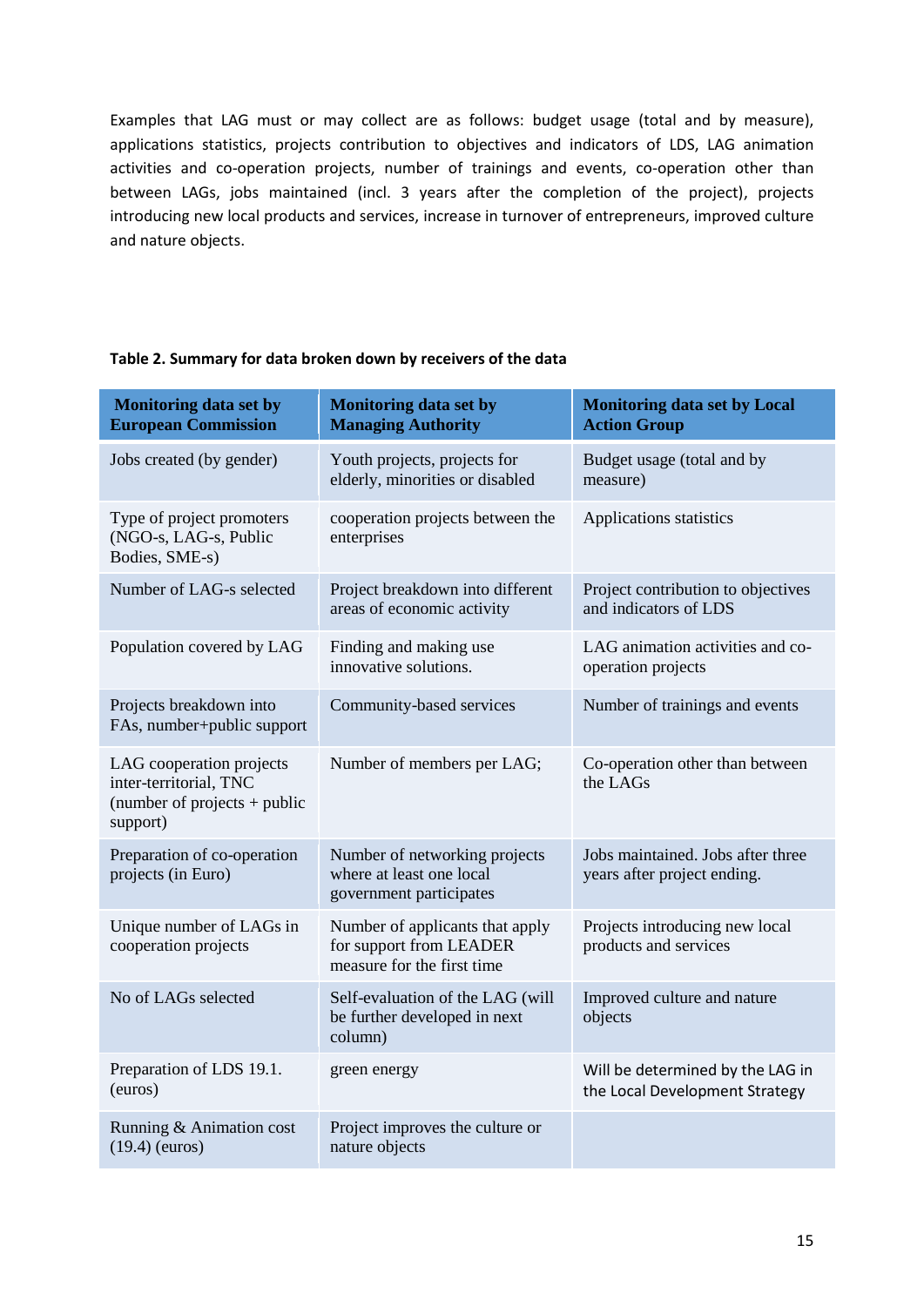Examples that LAG must or may collect are as follows: budget usage (total and by measure), applications statistics, projects contribution to objectives and indicators of LDS, LAG animation activities and co-operation projects, number of trainings and events, co-operation other than between LAGs, jobs maintained (incl. 3 years after the completion of the project), projects introducing new local products and services, increase in turnover of entrepreneurs, improved culture and nature objects.

**Table 2. Summary for data broken down by receivers of the data**

| Monitoring data set by European Commission | Monitoring data set by Managing Authority | Monitoring data set by Local Action Group |
|---|---|---|
| Jobs created (by gender) | Youth projects, projects for elderly, minorities or disabled | Budget usage (total and by measure) |
| Type of project promoters (NGO-s, LAG-s, Public Bodies, SME-s) | cooperation projects between the enterprises | Applications statistics |
| Number of LAG-s selected | Project breakdown into different areas of economic activity | Project contribution to objectives and indicators of LDS |
| Population covered by LAG | Finding and making use innovative solutions. | LAG animation activities and co-operation projects |
| Projects breakdown into FAs, number+public support | Community-based services | Number of trainings and events |
| LAG cooperation projects inter-territorial, TNC (number of projects + public support) | Number of members per LAG; | Co-operation other than between the LAGs |
| Preparation of co-operation projects (in Euro) | Number of networking projects where at least one local government participates | Jobs maintained. Jobs after three years after project ending. |
| Unique number of LAGs in cooperation projects | Number of applicants that apply for support from LEADER measure for the first time | Projects introducing new local products and services |
| No of LAGs selected | Self-evaluation of the LAG (will be further developed in next column) | Improved culture and nature objects |
| Preparation of LDS 19.1. (euros) | green energy | Will be determined by the LAG in the Local Development Strategy |
| Running & Animation cost (19.4) (euros) | Project improves the culture or nature objects | |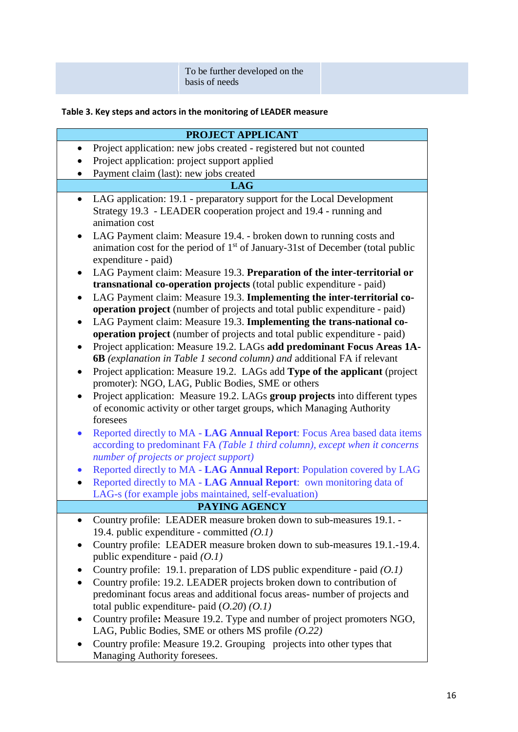| | To be further developed on the basis of needs | |
|---|---|---|

**Table 3. Key steps and actors in the monitoring of LEADER measure**

| PROJECT APPLICANT |
|---|
| • Project application: new jobs created - registered but not counted<br>• Project application: project support applied<br>• Payment claim (last): new jobs created |
| **LAG** |
| • LAG application: 19.1 - preparatory support for the Local Development Strategy 19.3 - LEADER cooperation project and 19.4 - running and animation cost<br>• LAG Payment claim: Measure 19.4. - broken down to running costs and animation cost for the period of 1st of January-31st of December (total public expenditure - paid)<br>• LAG Payment claim: Measure 19.3. **Preparation of the inter-territorial or transnational co-operation projects** (total public expenditure - paid)<br>• LAG Payment claim: Measure 19.3. **Implementing the inter-territorial co-operation project** (number of projects and total public expenditure - paid)<br>• LAG Payment claim: Measure 19.3. **Implementing the trans-national co-operation project** (number of projects and total public expenditure - paid)<br>• Project application: Measure 19.2. LAGs **add predominant Focus Areas 1A-6B** *(explanation in Table 1 second column) and* additional FA if relevant<br>• Project application: Measure 19.2. LAGs add **Type of the applicant** (project promoter): NGO, LAG, Public Bodies, SME or others<br>• Project application: Measure 19.2. LAGs **group projects** into different types of economic activity or other target groups, which Managing Authority foresees<br>• Reported directly to MA - **LAG Annual Report**: Focus Area based data items according to predominant FA *(Table 1 third column), except when it concerns number of projects or project support)*<br>• Reported directly to MA - **LAG Annual Report**: Population covered by LAG<br>• Reported directly to MA - **LAG Annual Report**: own monitoring data of LAG-s (for example jobs maintained, self-evaluation) |
| **PAYING AGENCY** |
| • Country profile: LEADER measure broken down to sub-measures 19.1. - 19.4. public expenditure - committed *(O.1)*<br>• Country profile: LEADER measure broken down to sub-measures 19.1.-19.4. public expenditure - paid *(O.1)*<br>• Country profile: 19.1. preparation of LDS public expenditure - paid *(O.1)*<br>• Country profile: 19.2. LEADER projects broken down to contribution of predominant focus areas and additional focus areas- number of projects and total public expenditure- paid (*O.20*) *(O.1)*<br>• Country profile**:** Measure 19.2. Type and number of project promoters NGO, LAG, Public Bodies, SME or others MS profile *(O.22)*<br>• Country profile: Measure 19.2. Grouping projects into other types that Managing Authority foresees. |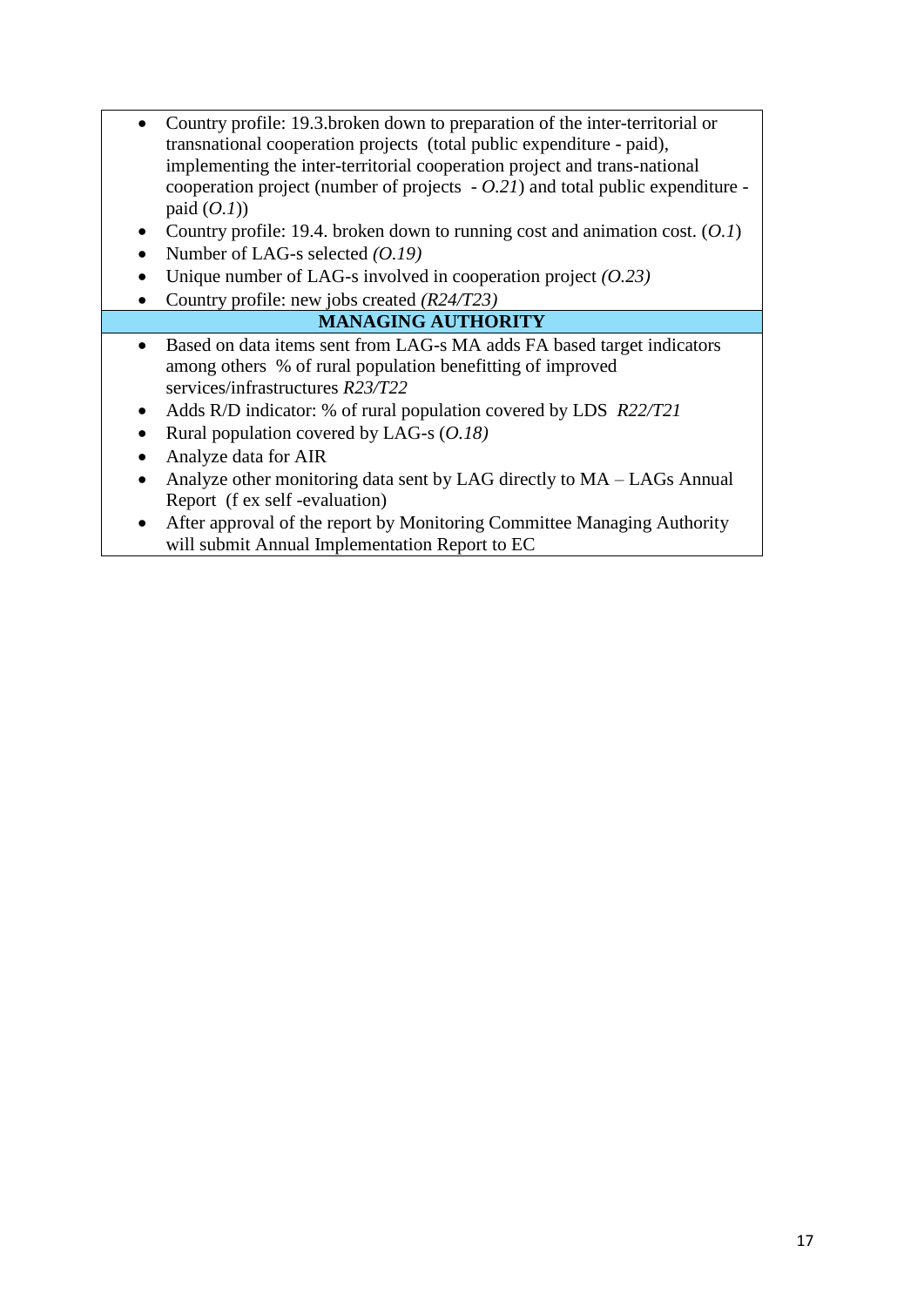| |
|---|
| - Country profile: 19.3.broken down to preparation of the inter-territorial or transnational cooperation projects (total public expenditure - paid), implementing the inter-territorial cooperation project and trans-national cooperation project (number of projects - *O.21*) and total public expenditure - paid (*O.1*))<br>- Country profile: 19.4. broken down to running cost and animation cost. (*O.1*)<br>- Number of LAG-s selected *(O.19)*<br>- Unique number of LAG-s involved in cooperation project *(O.23)*<br>- Country profile: new jobs created *(R24/T23)* |
| **MANAGING AUTHORITY** |
| - Based on data items sent from LAG-s MA adds FA based target indicators among others % of rural population benefitting of improved services/infrastructures *R23/T22*<br>- Adds R/D indicator: % of rural population covered by LDS *R22/T21*<br>- Rural population covered by LAG-s (*O.18)*<br>- Analyze data for AIR<br>- Analyze other monitoring data sent by LAG directly to MA – LAGs Annual Report (f ex self -evaluation)<br>- After approval of the report by Monitoring Committee Managing Authority will submit Annual Implementation Report to EC |